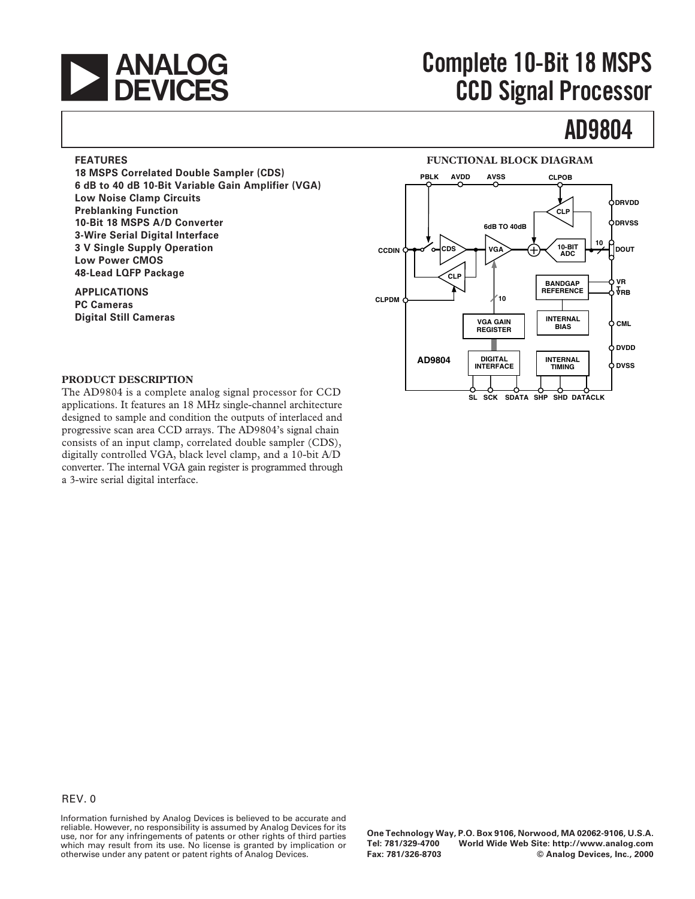# Complete 10-Bit 18 MSPS CCD Signal Processor

# AD9804

**FEATURES**

**18 MSPS Correlated Double Sampler (CDS)**
**6 dB to 40 dB 10-Bit Variable Gain Amplifier (VGA)**
**Low Noise Clamp Circuits**
**Preblanking Function**
**10-Bit 18 MSPS A/D Converter**
**3-Wire Serial Digital Interface**
**3 V Single Supply Operation**
**Low Power CMOS**
**48-Lead LQFP Package**

**APPLICATIONS**

**PC Cameras**
**Digital Still Cameras**

**FUNCTIONAL BLOCK DIAGRAM**

PBLK AVDD AVSS CLPOB DRVDD DRVSS CCDIN CDS VGA 6dB TO 40dB CLP 10-BIT ADC 10 DOUT CLP CLPDM BANDGAP REFERENCE VRT VRB 10 VGA GAIN REGISTER INTERNAL BIAS CML DVDD AD9804 DIGITAL INTERFACE INTERNAL TIMING DVSS SL SCK SDATA SHP SHD DATACLK

## PRODUCT DESCRIPTION

The AD9804 is a complete analog signal processor for CCD applications. It features an 18 MHz single-channel architecture designed to sample and condition the outputs of interlaced and progressive scan area CCD arrays. The AD9804's signal chain consists of an input clamp, correlated double sampler (CDS), digitally controlled VGA, black level clamp, and a 10-bit A/D converter. The internal VGA gain register is programmed through a 3-wire serial digital interface.

REV. 0

Information furnished by Analog Devices is believed to be accurate and reliable. However, no responsibility is assumed by Analog Devices for its use, nor for any infringements of patents or other rights of third parties which may result from its use. No license is granted by implication or otherwise under any patent or patent rights of Analog Devices.

One Technology Way, P.O. Box 9106, Norwood, MA 02062-9106, U.S.A.
Tel: 781/329-4700 World Wide Web Site: http://www.analog.com
Fax: 781/326-8703 © Analog Devices, Inc., 2000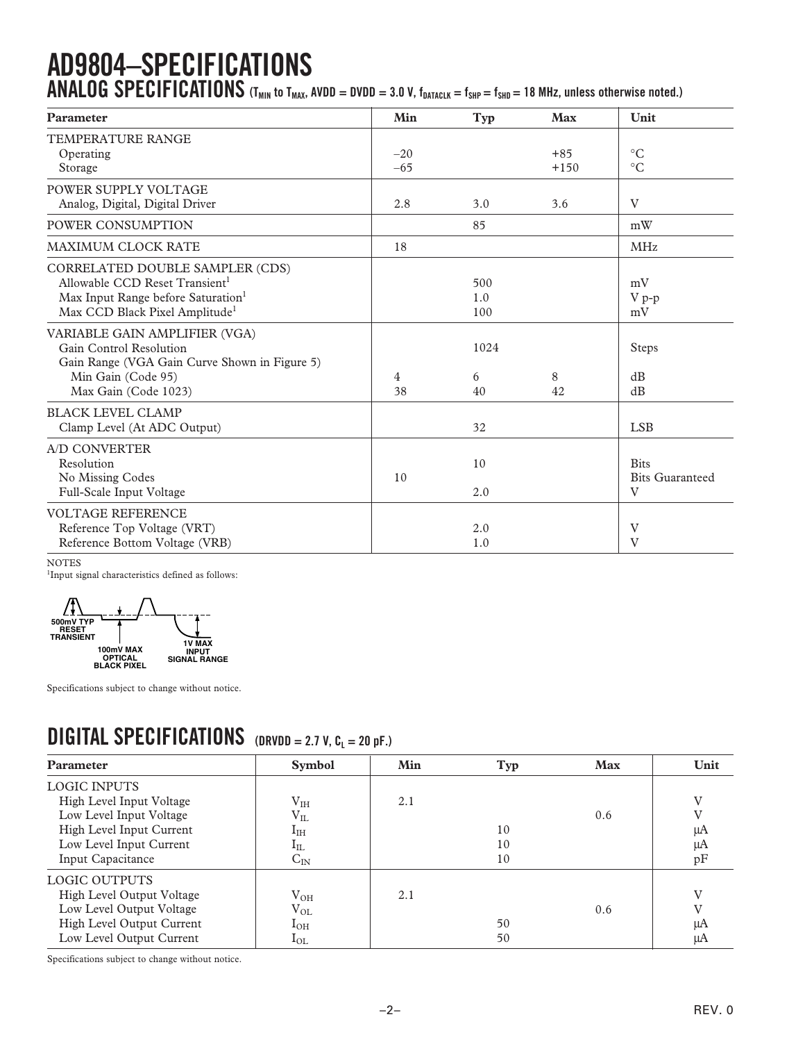# AD9804–SPECIFICATIONS

## ANALOG SPECIFICATIONS ($T_{MIN}$ to $T_{MAX}$, AVDD = DVDD = 3.0 V, $f_{DATACLK} = f_{SHP} = f_{SHD}$ = 18 MHz, unless otherwise noted.)

| Parameter | Min | Typ | Max | Unit |
|---|---|---|---|---|
| TEMPERATURE RANGE | | | | |
| Operating | –20 | | +85 | °C |
| Storage | –65 | | +150 | °C |
| POWER SUPPLY VOLTAGE | | | | |
| Analog, Digital, Digital Driver | 2.8 | 3.0 | 3.6 | V |
| POWER CONSUMPTION | | 85 | | mW |
| MAXIMUM CLOCK RATE | 18 | | | MHz |
| CORRELATED DOUBLE SAMPLER (CDS) | | | | |
| Allowable CCD Reset Transient[1] | | 500 | | mV |
| Max Input Range before Saturation[1] | | 1.0 | | V p-p |
| Max CCD Black Pixel Amplitude[1] | | 100 | | mV |
| VARIABLE GAIN AMPLIFIER (VGA) | | | | |
| Gain Control Resolution | | 1024 | | Steps |
| Gain Range (VGA Gain Curve Shown in Figure 5) | | | | |
| Min Gain (Code 95) | 4 | 6 | 8 | dB |
| Max Gain (Code 1023) | 38 | 40 | 42 | dB |
| BLACK LEVEL CLAMP | | | | |
| Clamp Level (At ADC Output) | | 32 | | LSB |
| A/D CONVERTER | | | | |
| Resolution | | 10 | | Bits |
| No Missing Codes | 10 | | | Bits Guaranteed |
| Full-Scale Input Voltage | | 2.0 | | V |
| VOLTAGE REFERENCE | | | | |
| Reference Top Voltage (VRT) | | 2.0 | | V |
| Reference Bottom Voltage (VRB) | | 1.0 | | V |

NOTES

[1]Input signal characteristics defined as follows:

500mV TYP RESET TRANSIENT — 100mV MAX OPTICAL BLACK PIXEL — 1V MAX INPUT SIGNAL RANGE

Specifications subject to change without notice.

## DIGITAL SPECIFICATIONS (DRVDD = 2.7 V, $C_L$ = 20 pF.)

| Parameter | Symbol | Min | Typ | Max | Unit |
|---|---|---|---|---|---|
| LOGIC INPUTS | | | | | |
| High Level Input Voltage | $V_{IH}$ | 2.1 | | | V |
| Low Level Input Voltage | $V_{IL}$ | | | 0.6 | V |
| High Level Input Current | $I_{IH}$ | | 10 | | µA |
| Low Level Input Current | $I_{IL}$ | | 10 | | µA |
| Input Capacitance | $C_{IN}$ | | 10 | | pF |
| LOGIC OUTPUTS | | | | | |
| High Level Output Voltage | $V_{OH}$ | 2.1 | | | V |
| Low Level Output Voltage | $V_{OL}$ | | | 0.6 | V |
| High Level Output Current | $I_{OH}$ | | 50 | | µA |
| Low Level Output Current | $I_{OL}$ | | 50 | | µA |

Specifications subject to change without notice.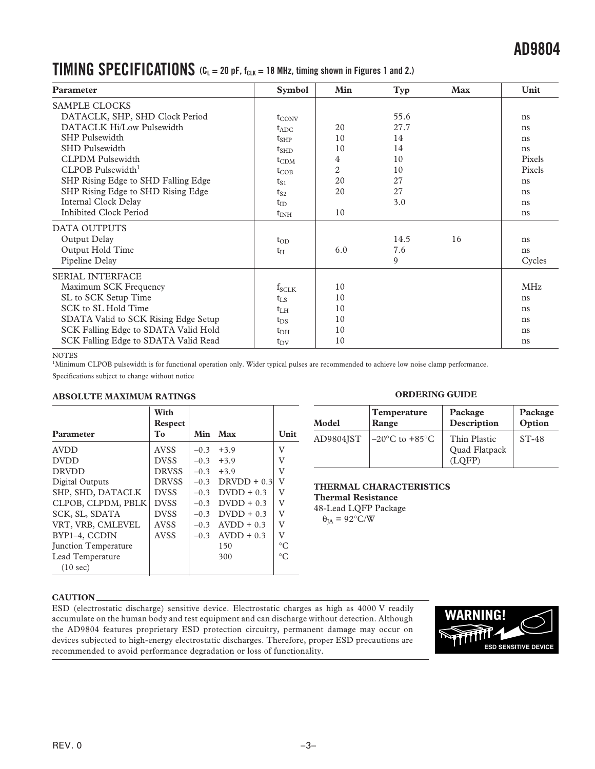## TIMING SPECIFICATIONS ($C_L$ = 20 pF, $f_{CLK}$ = 18 MHz, timing shown in Figures 1 and 2.)

| Parameter | Symbol | Min | Typ | Max | Unit |
|---|---|---|---|---|---|
| SAMPLE CLOCKS | | | | | |
| DATACLK, SHP, SHD Clock Period | $t_{CONV}$ | | 55.6 | | ns |
| DATACLK Hi/Low Pulsewidth | $t_{ADC}$ | 20 | 27.7 | | ns |
| SHP Pulsewidth | $t_{SHP}$ | 10 | 14 | | ns |
| SHD Pulsewidth | $t_{SHD}$ | 10 | 14 | | ns |
| CLPDM Pulsewidth | $t_{CDM}$ | 4 | 10 | | Pixels |
| CLPOB Pulsewidth[1] | $t_{COB}$ | 2 | 10 | | Pixels |
| SHP Rising Edge to SHD Falling Edge | $t_{S1}$ | 20 | 27 | | ns |
| SHP Rising Edge to SHD Rising Edge | $t_{S2}$ | 20 | 27 | | ns |
| Internal Clock Delay | $t_{ID}$ | | 3.0 | | ns |
| Inhibited Clock Period | $t_{INH}$ | 10 | | | ns |
| DATA OUTPUTS | | | | | |
| Output Delay | $t_{OD}$ | | 14.5 | 16 | ns |
| Output Hold Time | $t_H$ | 6.0 | 7.6 | | ns |
| Pipeline Delay | | | 9 | | Cycles |
| SERIAL INTERFACE | | | | | |
| Maximum SCK Frequency | $f_{SCLK}$ | 10 | | | MHz |
| SL to SCK Setup Time | $t_{LS}$ | 10 | | | ns |
| SCK to SL Hold Time | $t_{LH}$ | 10 | | | ns |
| SDATA Valid to SCK Rising Edge Setup | $t_{DS}$ | 10 | | | ns |
| SCK Falling Edge to SDATA Valid Hold | $t_{DH}$ | 10 | | | ns |
| SCK Falling Edge to SDATA Valid Read | $t_{DV}$ | 10 | | | ns |

NOTES

[1]Minimum CLPOB pulsewidth is for functional operation only. Wider typical pulses are recommended to achieve low noise clamp performance.

Specifications subject to change without notice

### ABSOLUTE MAXIMUM RATINGS

| Parameter | With Respect To | Min | Max | Unit |
|---|---|---|---|---|
| AVDD | AVSS | –0.3 | +3.9 | V |
| DVDD | DVSS | –0.3 | +3.9 | V |
| DRVDD | DRVSS | –0.3 | +3.9 | V |
| Digital Outputs | DRVSS | –0.3 | DRVDD + 0.3 | V |
| SHP, SHD, DATACLK | DVSS | –0.3 | DVDD + 0.3 | V |
| CLPOB, CLPDM, PBLK | DVSS | –0.3 | DVDD + 0.3 | V |
| SCK, SL, SDATA | DVSS | –0.3 | DVDD + 0.3 | V |
| VRT, VRB, CMLEVEL | AVSS | –0.3 | AVDD + 0.3 | V |
| BYP1–4, CCDIN | AVSS | –0.3 | AVDD + 0.3 | V |
| Junction Temperature | | | 150 | °C |
| Lead Temperature (10 sec) | | | 300 | °C |

### ORDERING GUIDE

| Model | Temperature Range | Package Description | Package Option |
|---|---|---|---|
| AD9804JST | –20°C to +85°C | Thin Plastic Quad Flatpack (LQFP) | ST-48 |

### THERMAL CHARACTERISTICS

**Thermal Resistance**

48-Lead LQFP Package

$\theta_{JA}$ = 92°C/W

### CAUTION

ESD (electrostatic discharge) sensitive device. Electrostatic charges as high as 4000 V readily accumulate on the human body and test equipment and can discharge without detection. Although the AD9804 features proprietary ESD protection circuitry, permanent damage may occur on devices subjected to high-energy electrostatic discharges. Therefore, proper ESD precautions are recommended to avoid performance degradation or loss of functionality.

WARNING! ESD SENSITIVE DEVICE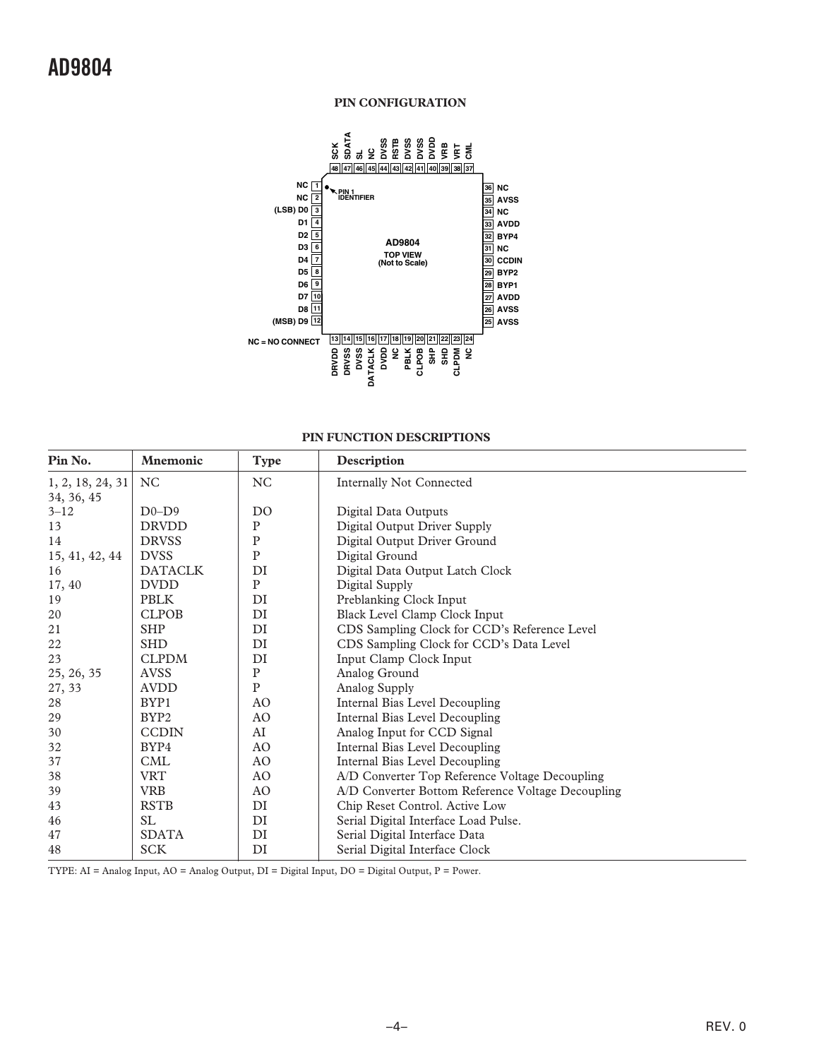## PIN CONFIGURATION

NC = NO CONNECT

## PIN FUNCTION DESCRIPTIONS

| Pin No. | Mnemonic | Type | Description |
|---|---|---|---|
| 1, 2, 18, 24, 31 34, 36, 45 | NC | NC | Internally Not Connected |
| 3–12 | D0–D9 | DO | Digital Data Outputs |
| 13 | DRVDD | P | Digital Output Driver Supply |
| 14 | DRVSS | P | Digital Output Driver Ground |
| 15, 41, 42, 44 | DVSS | P | Digital Ground |
| 16 | DATACLK | DI | Digital Data Output Latch Clock |
| 17, 40 | DVDD | P | Digital Supply |
| 19 | PBLK | DI | Preblanking Clock Input |
| 20 | CLPOB | DI | Black Level Clamp Clock Input |
| 21 | SHP | DI | CDS Sampling Clock for CCD's Reference Level |
| 22 | SHD | DI | CDS Sampling Clock for CCD's Data Level |
| 23 | CLPDM | DI | Input Clamp Clock Input |
| 25, 26, 35 | AVSS | P | Analog Ground |
| 27, 33 | AVDD | P | Analog Supply |
| 28 | BYP1 | AO | Internal Bias Level Decoupling |
| 29 | BYP2 | AO | Internal Bias Level Decoupling |
| 30 | CCDIN | AI | Analog Input for CCD Signal |
| 32 | BYP4 | AO | Internal Bias Level Decoupling |
| 37 | CML | AO | Internal Bias Level Decoupling |
| 38 | VRT | AO | A/D Converter Top Reference Voltage Decoupling |
| 39 | VRB | AO | A/D Converter Bottom Reference Voltage Decoupling |
| 43 | RSTB | DI | Chip Reset Control. Active Low |
| 46 | SL | DI | Serial Digital Interface Load Pulse. |
| 47 | SDATA | DI | Serial Digital Interface Data |
| 48 | SCK | DI | Serial Digital Interface Clock |

TYPE: AI = Analog Input, AO = Analog Output, DI = Digital Input, DO = Digital Output, P = Power.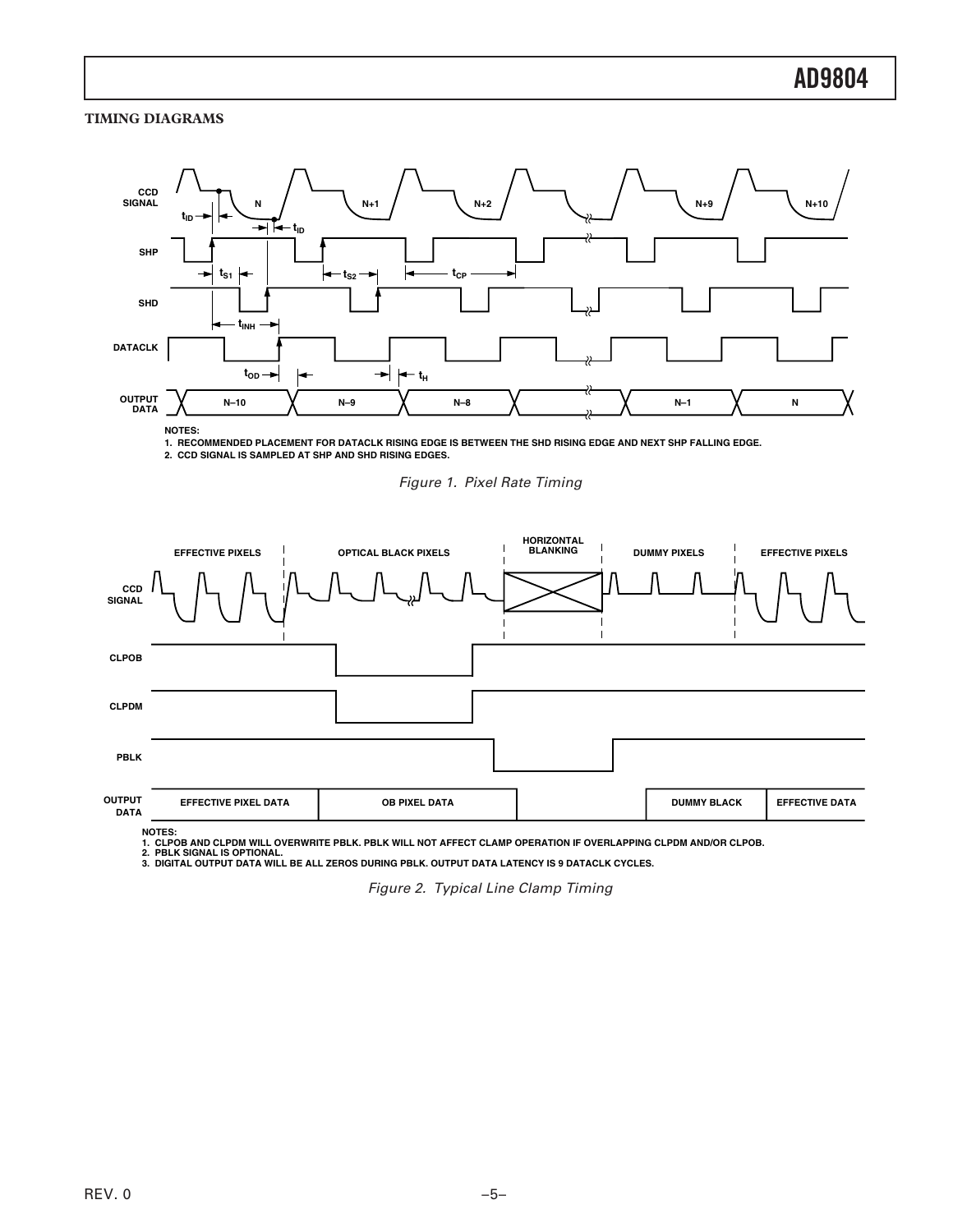### TIMING DIAGRAMS

NOTES:
1. RECOMMENDED PLACEMENT FOR DATACLK RISING EDGE IS BETWEEN THE SHD RISING EDGE AND NEXT SHP FALLING EDGE.
2. CCD SIGNAL IS SAMPLED AT SHP AND SHD RISING EDGES.

*Figure 1. Pixel Rate Timing*

NOTES:
1. CLPOB AND CLPDM WILL OVERWRITE PBLK. PBLK WILL NOT AFFECT CLAMP OPERATION IF OVERLAPPING CLPDM AND/OR CLPOB.
2. PBLK SIGNAL IS OPTIONAL.
3. DIGITAL OUTPUT DATA WILL BE ALL ZEROS DURING PBLK. OUTPUT DATA LATENCY IS 9 DATACLK CYCLES.

*Figure 2. Typical Line Clamp Timing*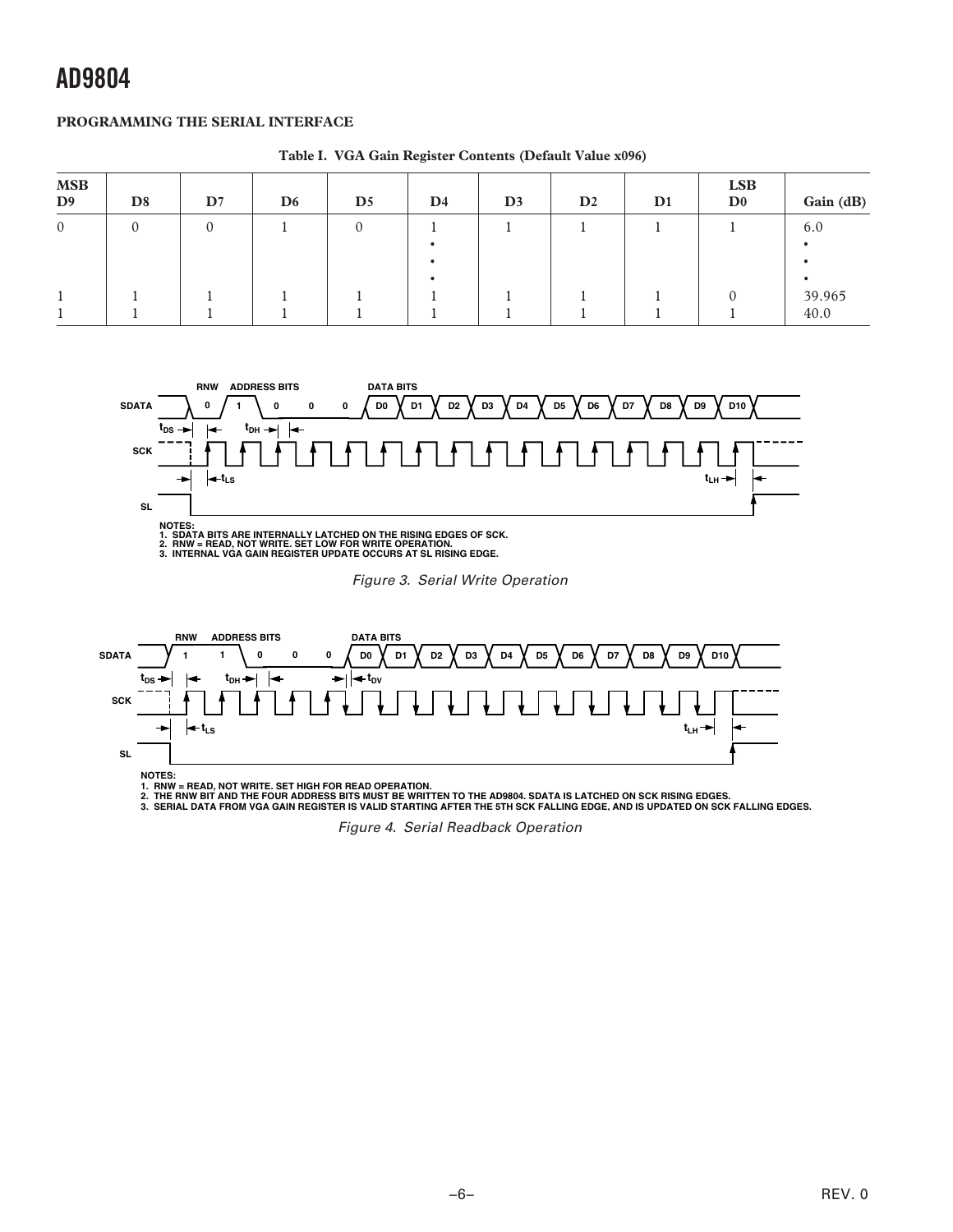### PROGRAMMING THE SERIAL INTERFACE

**Table I. VGA Gain Register Contents (Default Value x096)**

| MSB D9 | D8 | D7 | D6 | D5 | D4 | D3 | D2 | D1 | LSB D0 | Gain (dB) |
|---|---|---|---|---|---|---|---|---|---|---|
| 0 | 0 | 0 | 1 | 0 | 1 | 1 | 1 | 1 | 1 | 6.0 |
| | | | | | • | | | | | • |
| | | | | | • | | | | | • |
| | | | | | • | | | | | • |
| 1 | 1 | 1 | 1 | 1 | 1 | 1 | 1 | 1 | 0 | 39.965 |
| 1 | 1 | 1 | 1 | 1 | 1 | 1 | 1 | 1 | 1 | 40.0 |

NOTES:
1. SDATA BITS ARE INTERNALLY LATCHED ON THE RISING EDGES OF SCK.
2. RNW = READ, NOT WRITE. SET LOW FOR WRITE OPERATION.
3. INTERNAL VGA GAIN REGISTER UPDATE OCCURS AT SL RISING EDGE.

*Figure 3. Serial Write Operation*

NOTES:
1. RNW = READ, NOT WRITE. SET HIGH FOR READ OPERATION.
2. THE RNW BIT AND THE FOUR ADDRESS BITS MUST BE WRITTEN TO THE AD9804. SDATA IS LATCHED ON SCK RISING EDGES.
3. SERIAL DATA FROM VGA GAIN REGISTER IS VALID STARTING AFTER THE 5TH SCK FALLING EDGE, AND IS UPDATED ON SCK FALLING EDGES.

*Figure 4. Serial Readback Operation*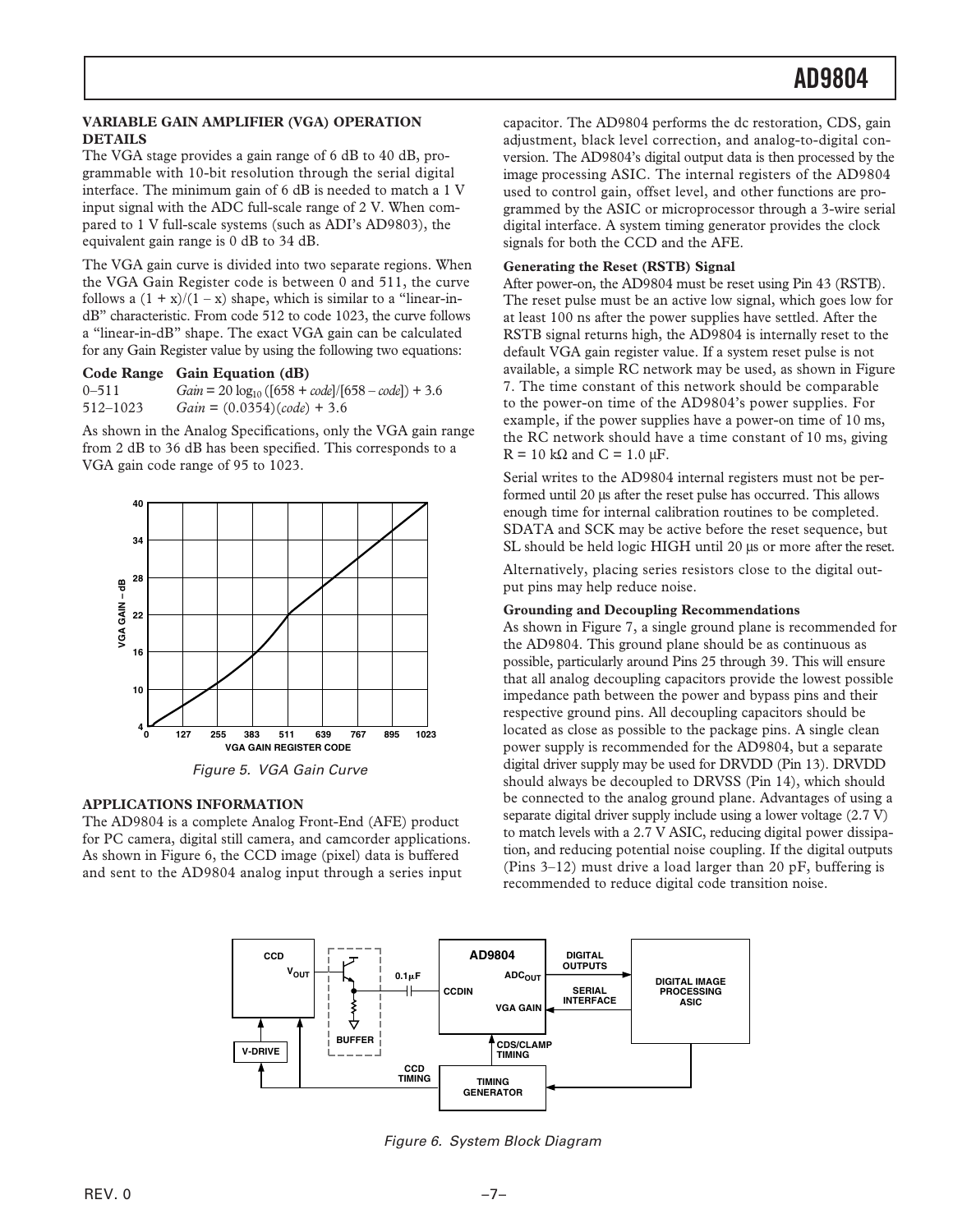### VARIABLE GAIN AMPLIFIER (VGA) OPERATION DETAILS

The VGA stage provides a gain range of 6 dB to 40 dB, programmable with 10-bit resolution through the serial digital interface. The minimum gain of 6 dB is needed to match a 1 V input signal with the ADC full-scale range of 2 V. When compared to 1 V full-scale systems (such as ADI's AD9803), the equivalent gain range is 0 dB to 34 dB.

The VGA gain curve is divided into two separate regions. When the VGA Gain Register code is between 0 and 511, the curve follows a $(1 + x)/(1 – x)$ shape, which is similar to a "linear-in-dB" characteristic. From code 512 to code 1023, the curve follows a "linear-in-dB" shape. The exact VGA gain can be calculated for any Gain Register value by using the following two equations:

| Code Range | Gain Equation (dB) |
|---|---|
| 0–511 | $Gain = 20\log_{10}([658 + code]/[658 - code]) + 3.6$ |
| 512–1023 | $Gain = (0.0354)(code) + 3.6$ |

As shown in the Analog Specifications, only the VGA gain range from 2 dB to 36 dB has been specified. This corresponds to a VGA gain code range of 95 to 1023.

*Figure 5. VGA Gain Curve*

### APPLICATIONS INFORMATION

The AD9804 is a complete Analog Front-End (AFE) product for PC camera, digital still camera, and camcorder applications. As shown in Figure 6, the CCD image (pixel) data is buffered and sent to the AD9804 analog input through a series input capacitor. The AD9804 performs the dc restoration, CDS, gain adjustment, black level correction, and analog-to-digital conversion. The AD9804's digital output data is then processed by the image processing ASIC. The internal registers of the AD9804 used to control gain, offset level, and other functions are programmed by the ASIC or microprocessor through a 3-wire serial digital interface. A system timing generator provides the clock signals for both the CCD and the AFE.

**Generating the Reset (RSTB) Signal**

After power-on, the AD9804 must be reset using Pin 43 (RSTB). The reset pulse must be an active low signal, which goes low for at least 100 ns after the power supplies have settled. After the RSTB signal returns high, the AD9804 is internally reset to the default VGA gain register value. If a system reset pulse is not available, a simple RC network may be used, as shown in Figure 7. The time constant of this network should be comparable to the power-on time of the AD9804's power supplies. For example, if the power supplies have a power-on time of 10 ms, the RC network should have a time constant of 10 ms, giving R = 10 kΩ and C = 1.0 µF.

Serial writes to the AD9804 internal registers must not be performed until 20 µs after the reset pulse has occurred. This allows enough time for internal calibration routines to be completed. SDATA and SCK may be active before the reset sequence, but SL should be held logic HIGH until 20 µs or more after the reset.

Alternatively, placing series resistors close to the digital output pins may help reduce noise.

**Grounding and Decoupling Recommendations**

As shown in Figure 7, a single ground plane is recommended for the AD9804. This ground plane should be as continuous as possible, particularly around Pins 25 through 39. This will ensure that all analog decoupling capacitors provide the lowest possible impedance path between the power and bypass pins and their respective ground pins. All decoupling capacitors should be located as close as possible to the package pins. A single clean power supply is recommended for the AD9804, but a separate digital driver supply may be used for DRVDD (Pin 13). DRVDD should always be decoupled to DRVSS (Pin 14), which should be connected to the analog ground plane. Advantages of using a separate digital driver supply include using a lower voltage (2.7 V) to match levels with a 2.7 V ASIC, reducing digital power dissipation, and reducing potential noise coupling. If the digital outputs (Pins 3–12) must drive a load larger than 20 pF, buffering is recommended to reduce digital code transition noise.

*Figure 6. System Block Diagram*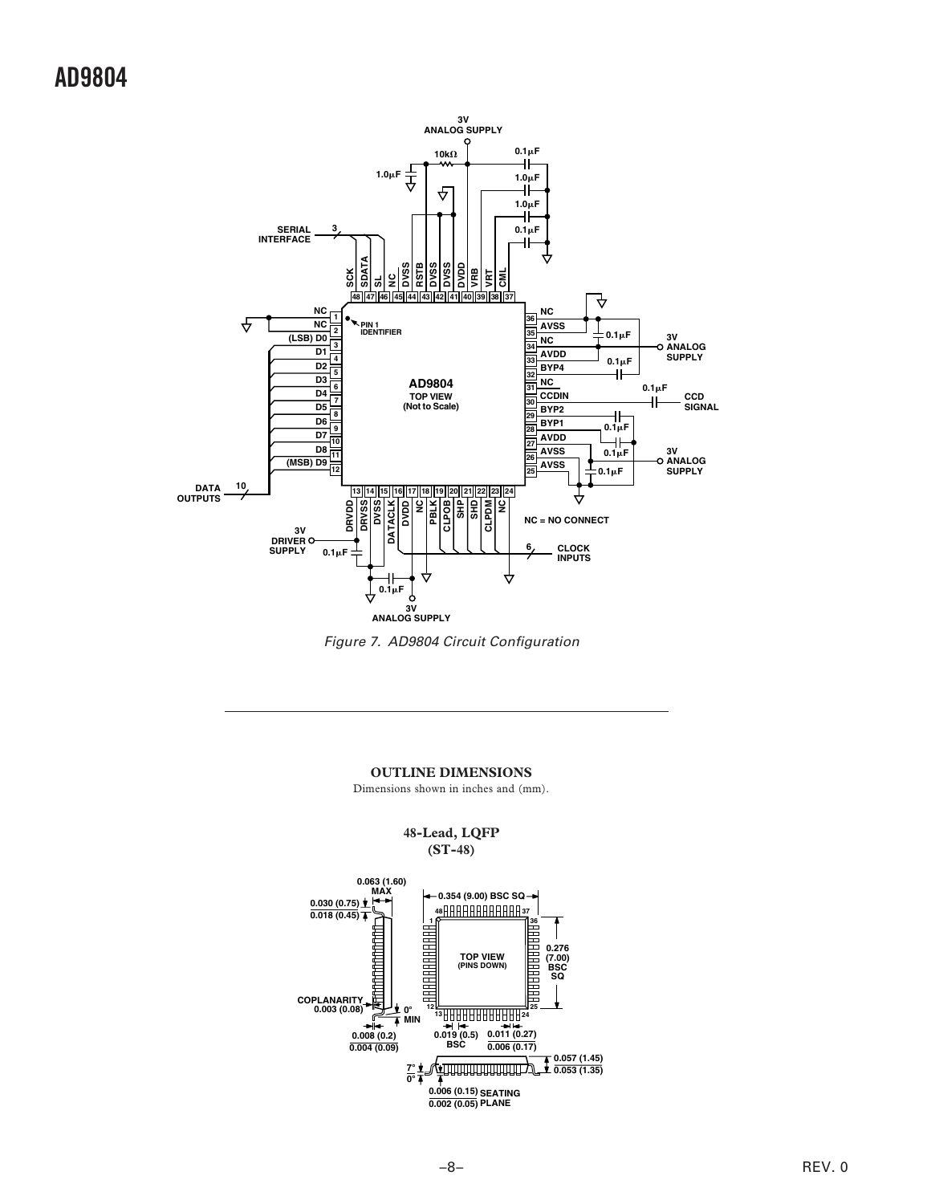Figure 7. AD9804 Circuit Configuration

## OUTLINE DIMENSIONS

Dimensions shown in inches and (mm).

### 48-Lead, LQFP (ST-48)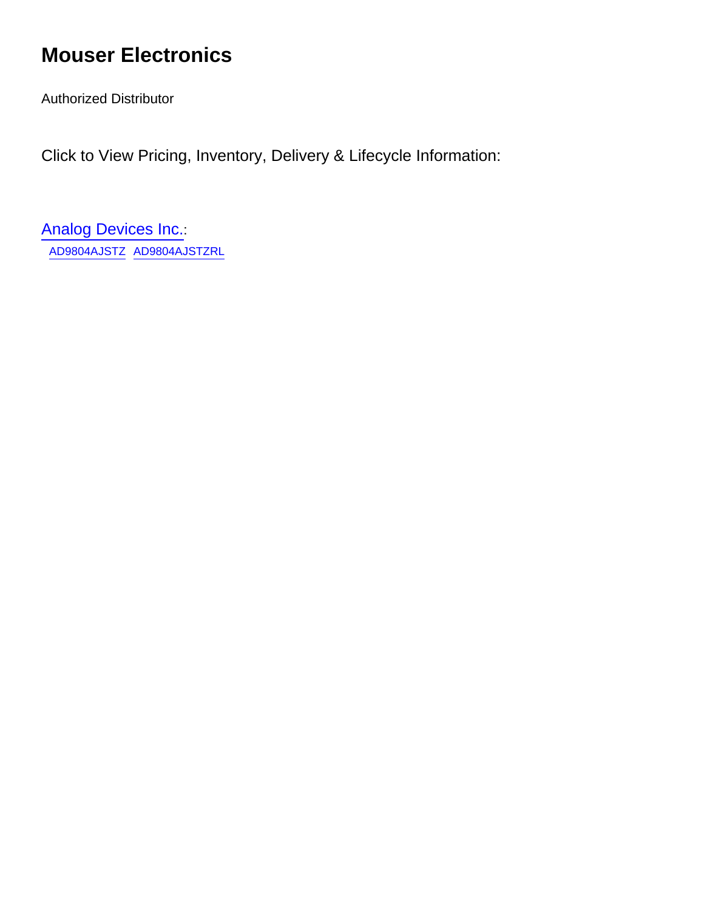# Mouser Electronics

Authorized Distributor

Click to View Pricing, Inventory, Delivery & Lifecycle Information:

Analog Devices Inc.:

AD9804AJSTZ AD9804AJSTZRL